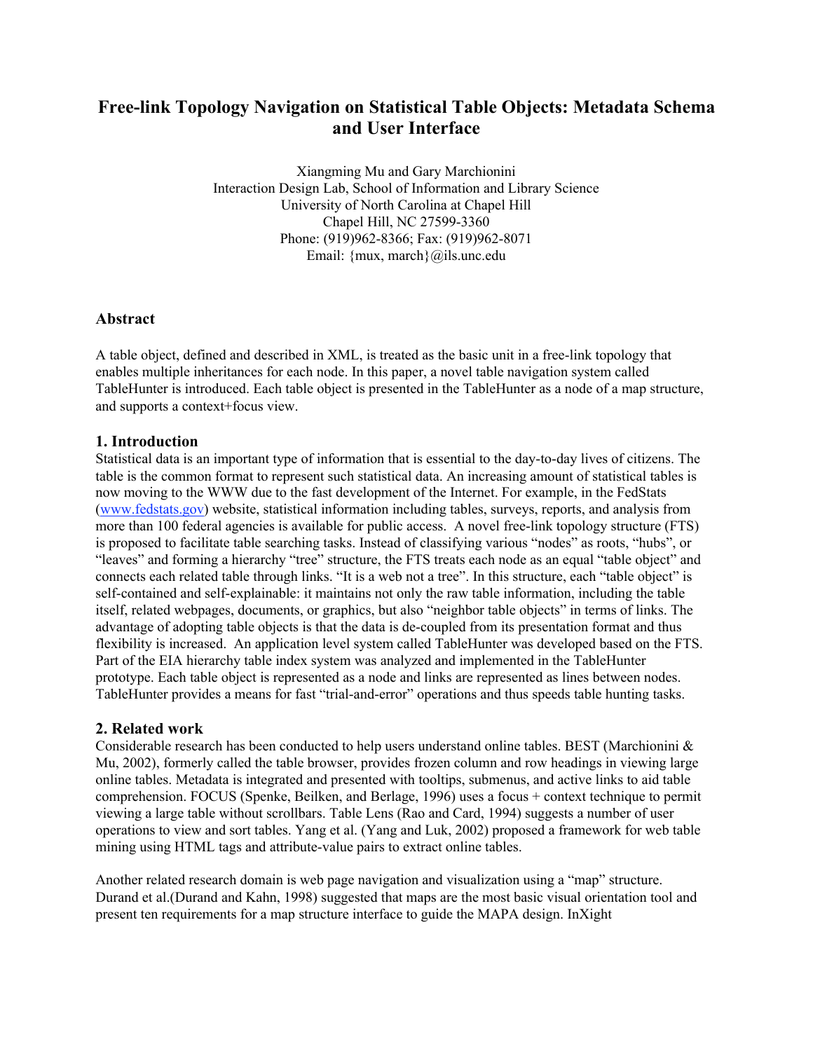# Free-link Topology Navigation on Statistical Table Objects: Metadata Schema and User Interface

Xiangming Mu and Gary Marchionini
Interaction Design Lab, School of Information and Library Science
University of North Carolina at Chapel Hill
Chapel Hill, NC 27599-3360
Phone: (919)962-8366; Fax: (919)962-8071
Email: {mux, march}@ils.unc.edu

## Abstract

A table object, defined and described in XML, is treated as the basic unit in a free-link topology that enables multiple inheritances for each node. In this paper, a novel table navigation system called TableHunter is introduced. Each table object is presented in the TableHunter as a node of a map structure, and supports a context+focus view.

## 1. Introduction

Statistical data is an important type of information that is essential to the day-to-day lives of citizens. The table is the common format to represent such statistical data. An increasing amount of statistical tables is now moving to the WWW due to the fast development of the Internet. For example, in the FedStats (www.fedstats.gov) website, statistical information including tables, surveys, reports, and analysis from more than 100 federal agencies is available for public access. A novel free-link topology structure (FTS) is proposed to facilitate table searching tasks. Instead of classifying various "nodes" as roots, "hubs", or "leaves" and forming a hierarchy "tree" structure, the FTS treats each node as an equal "table object" and connects each related table through links. "It is a web not a tree". In this structure, each "table object" is self-contained and self-explainable: it maintains not only the raw table information, including the table itself, related webpages, documents, or graphics, but also "neighbor table objects" in terms of links. The advantage of adopting table objects is that the data is de-coupled from its presentation format and thus flexibility is increased. An application level system called TableHunter was developed based on the FTS. Part of the EIA hierarchy table index system was analyzed and implemented in the TableHunter prototype. Each table object is represented as a node and links are represented as lines between nodes. TableHunter provides a means for fast "trial-and-error" operations and thus speeds table hunting tasks.

## 2. Related work

Considerable research has been conducted to help users understand online tables. BEST (Marchionini & Mu, 2002), formerly called the table browser, provides frozen column and row headings in viewing large online tables. Metadata is integrated and presented with tooltips, submenus, and active links to aid table comprehension. FOCUS (Spenke, Beilken, and Berlage, 1996) uses a focus + context technique to permit viewing a large table without scrollbars. Table Lens (Rao and Card, 1994) suggests a number of user operations to view and sort tables. Yang et al. (Yang and Luk, 2002) proposed a framework for web table mining using HTML tags and attribute-value pairs to extract online tables.

Another related research domain is web page navigation and visualization using a "map" structure. Durand et al.(Durand and Kahn, 1998) suggested that maps are the most basic visual orientation tool and present ten requirements for a map structure interface to guide the MAPA design. InXight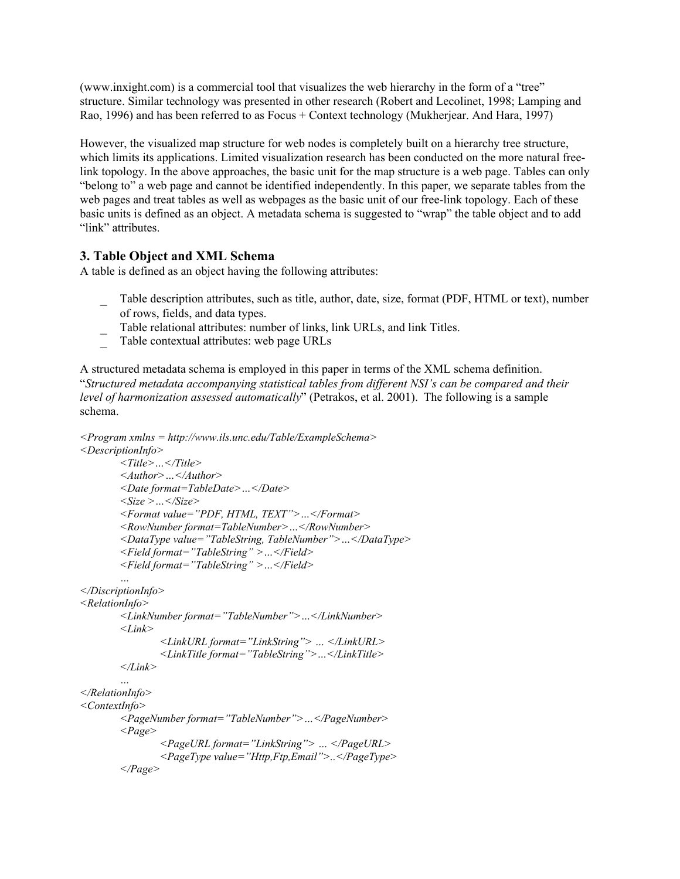(www.inxight.com) is a commercial tool that visualizes the web hierarchy in the form of a "tree" structure. Similar technology was presented in other research (Robert and Lecolinet, 1998; Lamping and Rao, 1996) and has been referred to as Focus + Context technology (Mukherjear. And Hara, 1997)

However, the visualized map structure for web nodes is completely built on a hierarchy tree structure, which limits its applications. Limited visualization research has been conducted on the more natural free-link topology. In the above approaches, the basic unit for the map structure is a web page. Tables can only "belong to" a web page and cannot be identified independently. In this paper, we separate tables from the web pages and treat tables as well as webpages as the basic unit of our free-link topology. Each of these basic units is defined as an object. A metadata schema is suggested to "wrap" the table object and to add "link" attributes.

### 3. Table Object and XML Schema

A table is defined as an object having the following attributes:

- Table description attributes, such as title, author, date, size, format (PDF, HTML or text), number of rows, fields, and data types.
- Table relational attributes: number of links, link URLs, and link Titles.
- Table contextual attributes: web page URLs

A structured metadata schema is employed in this paper in terms of the XML schema definition. "*Structured metadata accompanying statistical tables from different NSI's can be compared and their level of harmonization assessed automatically*" (Petrakos, et al. 2001). The following is a sample schema.

```
<Program xmlns = http://www.ils.unc.edu/Table/ExampleSchema>
<DescriptionInfo>
        <Title>…</Title>
        <Author>…</Author>
        <Date format=TableDate>…</Date>
        <Size >…</Size>
        <Format value="PDF, HTML, TEXT">…</Format>
        <RowNumber format=TableNumber>…</RowNumber>
        <DataType value="TableString, TableNumber">…</DataType>
        <Field format="TableString" >…</Field>
        <Field format="TableString" >…</Field>
        …
</DiscriptionInfo>
<RelationInfo>
        <LinkNumber format="TableNumber">…</LinkNumber>
        <Link>
                <LinkURL format="LinkString"> … </LinkURL>
                <LinkTitle format="TableString">…</LinkTitle>
        </Link>
        …
</RelationInfo>
<ContextInfo>
        <PageNumber format="TableNumber">…</PageNumber>
        <Page>
                <PageURL format="LinkString"> … </PageURL>
                <PageType value="Http,Ftp,Email">..</PageType>
        </Page>
```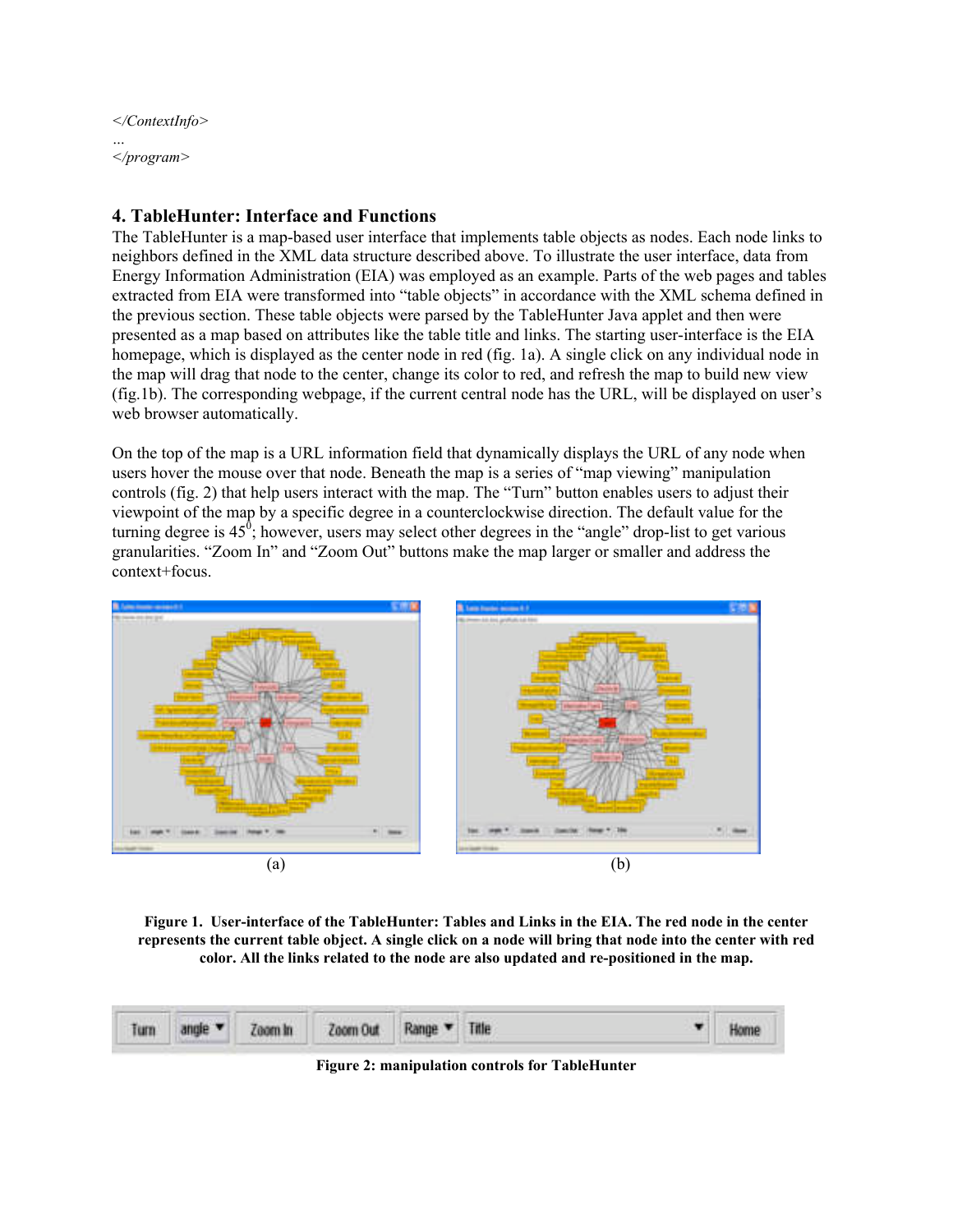*</ContextInfo>*
*...*
*</program>*

## 4. TableHunter: Interface and Functions

The TableHunter is a map-based user interface that implements table objects as nodes. Each node links to neighbors defined in the XML data structure described above. To illustrate the user interface, data from Energy Information Administration (EIA) was employed as an example. Parts of the web pages and tables extracted from EIA were transformed into "table objects" in accordance with the XML schema defined in the previous section. These table objects were parsed by the TableHunter Java applet and then were presented as a map based on attributes like the table title and links. The starting user-interface is the EIA homepage, which is displayed as the center node in red (fig. 1a). A single click on any individual node in the map will drag that node to the center, change its color to red, and refresh the map to build new view (fig.1b). The corresponding webpage, if the current central node has the URL, will be displayed on user's web browser automatically.

On the top of the map is a URL information field that dynamically displays the URL of any node when users hover the mouse over that node. Beneath the map is a series of "map viewing" manipulation controls (fig. 2) that help users interact with the map. The "Turn" button enables users to adjust their viewpoint of the map by a specific degree in a counterclockwise direction. The default value for the turning degree is $45^0$; however, users may select other degrees in the "angle" drop-list to get various granularities. "Zoom In" and "Zoom Out" buttons make the map larger or smaller and address the context+focus.

(a) (b)

**Figure 1. User-interface of the TableHunter: Tables and Links in the EIA. The red node in the center represents the current table object. A single click on a node will bring that node into the center with red color. All the links related to the node are also updated and re-positioned in the map.**

**Figure 2: manipulation controls for TableHunter**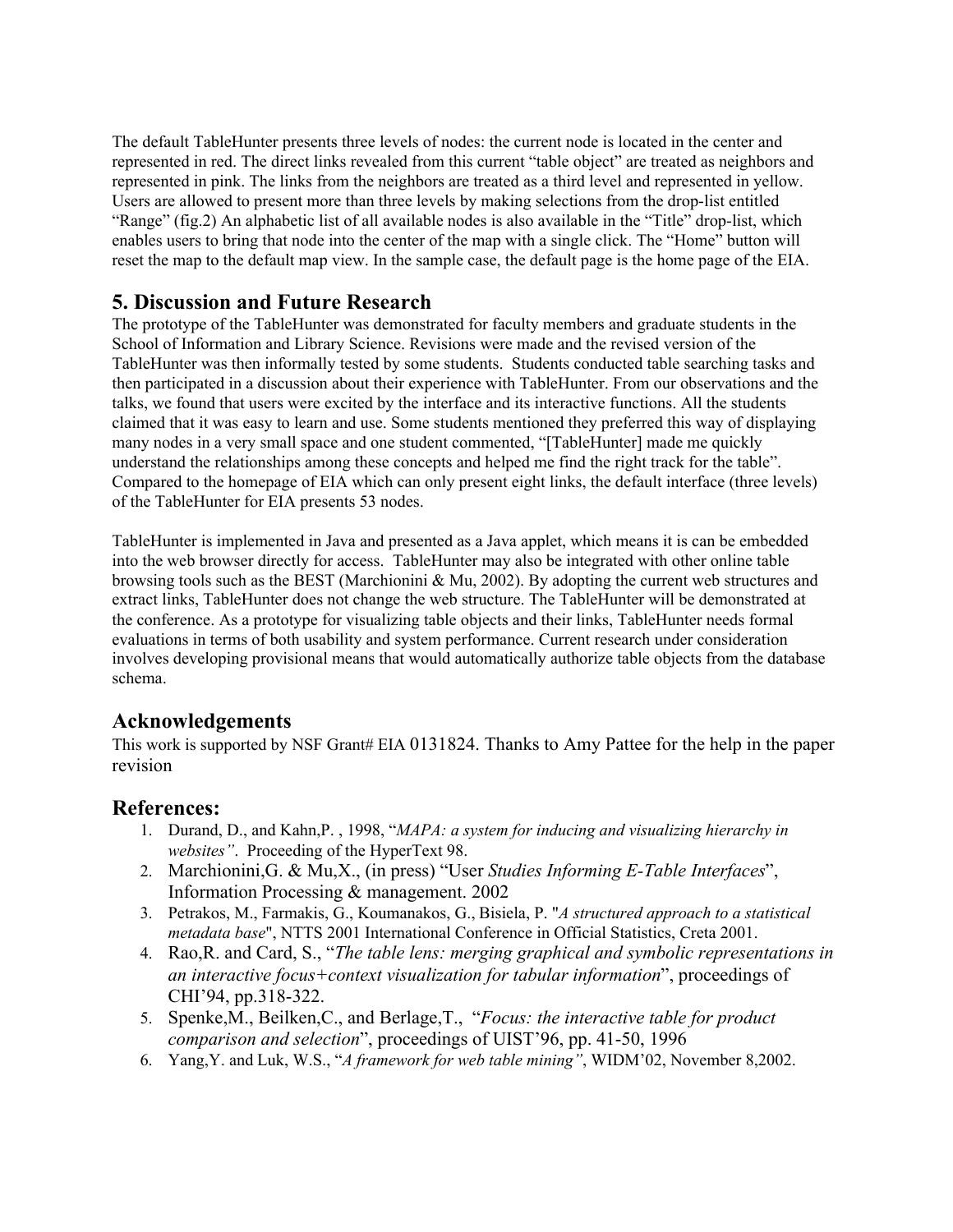The default TableHunter presents three levels of nodes: the current node is located in the center and represented in red. The direct links revealed from this current "table object" are treated as neighbors and represented in pink. The links from the neighbors are treated as a third level and represented in yellow. Users are allowed to present more than three levels by making selections from the drop-list entitled "Range" (fig.2) An alphabetic list of all available nodes is also available in the "Title" drop-list, which enables users to bring that node into the center of the map with a single click. The "Home" button will reset the map to the default map view. In the sample case, the default page is the home page of the EIA.

## 5. Discussion and Future Research

The prototype of the TableHunter was demonstrated for faculty members and graduate students in the School of Information and Library Science. Revisions were made and the revised version of the TableHunter was then informally tested by some students. Students conducted table searching tasks and then participated in a discussion about their experience with TableHunter. From our observations and the talks, we found that users were excited by the interface and its interactive functions. All the students claimed that it was easy to learn and use. Some students mentioned they preferred this way of displaying many nodes in a very small space and one student commented, "[TableHunter] made me quickly understand the relationships among these concepts and helped me find the right track for the table". Compared to the homepage of EIA which can only present eight links, the default interface (three levels) of the TableHunter for EIA presents 53 nodes.

TableHunter is implemented in Java and presented as a Java applet, which means it is can be embedded into the web browser directly for access. TableHunter may also be integrated with other online table browsing tools such as the BEST (Marchionini & Mu, 2002). By adopting the current web structures and extract links, TableHunter does not change the web structure. The TableHunter will be demonstrated at the conference. As a prototype for visualizing table objects and their links, TableHunter needs formal evaluations in terms of both usability and system performance. Current research under consideration involves developing provisional means that would automatically authorize table objects from the database schema.

## Acknowledgements

This work is supported by NSF Grant# EIA 0131824. Thanks to Amy Pattee for the help in the paper revision

## References:

1. Durand, D., and Kahn,P. , 1998, "*MAPA: a system for inducing and visualizing hierarchy in websites"*. Proceeding of the HyperText 98.
2. Marchionini,G. & Mu,X., (in press) "User *Studies Informing E-Table Interfaces*", Information Processing & management. 2002
3. Petrakos, M., Farmakis, G., Koumanakos, G., Bisiela, P. "*A structured approach to a statistical metadata base*", NTTS 2001 International Conference in Official Statistics, Creta 2001.
4. Rao,R. and Card, S., "*The table lens: merging graphical and symbolic representations in an interactive focus+context visualization for tabular information*", proceedings of CHI'94, pp.318-322.
5. Spenke,M., Beilken,C., and Berlage,T., "*Focus: the interactive table for product comparison and selection*", proceedings of UIST'96, pp. 41-50, 1996
6. Yang,Y. and Luk, W.S., "*A framework for web table mining"*, WIDM'02, November 8,2002.